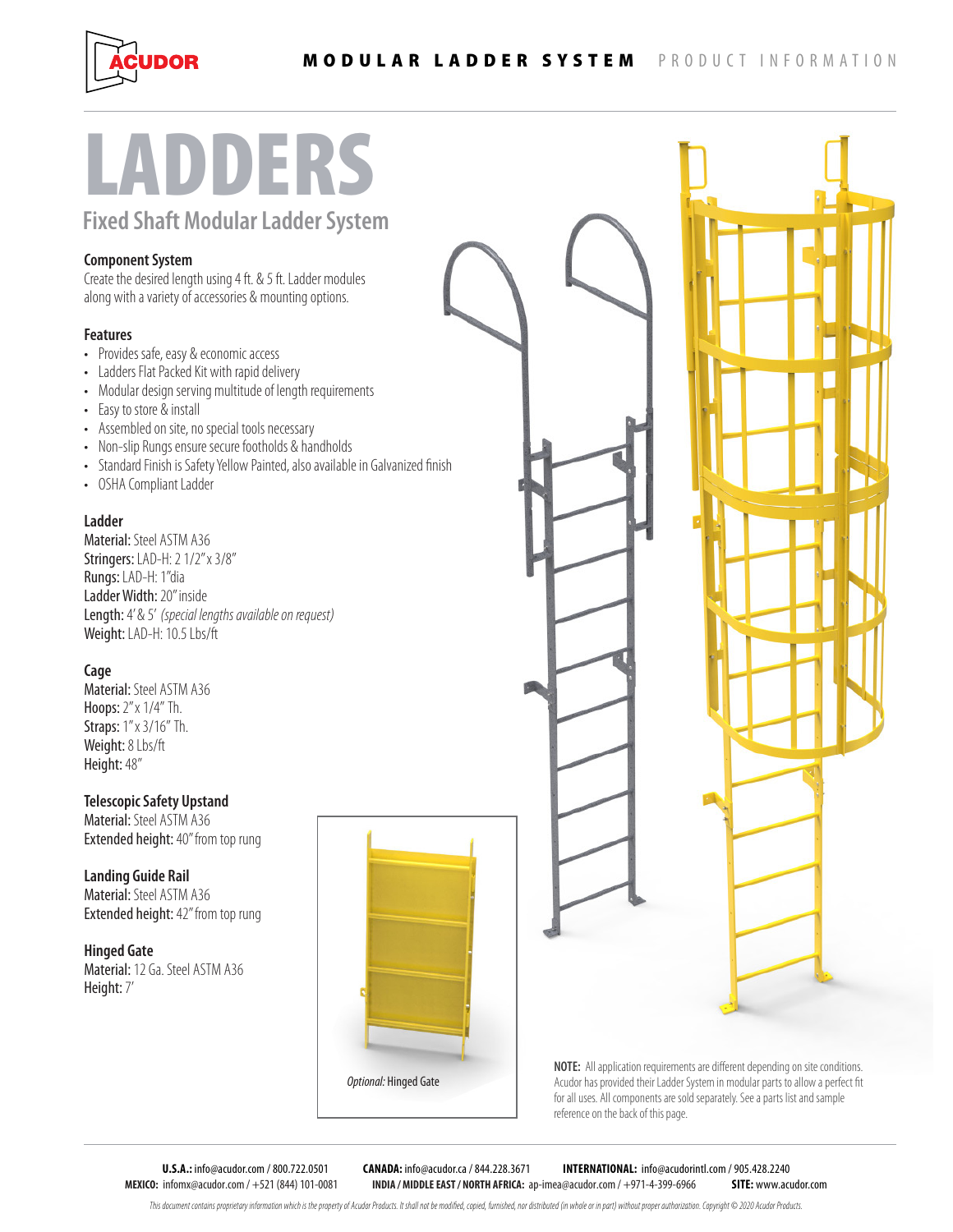# LADDERS

## Fixed Shaft Modular Ladder System

### Component System

Create the desired length using 4 ft. & 5 ft. Ladder modules along with a variety of accessories & mounting options.

### Features

- Provides safe, easy & economic access
- Ladders Flat Packed Kit with rapid delivery
- Modular design serving multitude of length requirements
- Easy to store & install
- Assembled on site, no special tools necessary
- Non-slip Rungs ensure secure footholds & handholds
- Standard Finish is Safety Yellow Painted, also available in Galvanized finish
- OSHA Compliant Ladder

### Ladder

**Material:** Steel ASTM A36
**Stringers:** LAD-H: 2 1/2" x 3/8"
**Rungs:** LAD-H: 1"dia
**Ladder Width:** 20" inside
**Length:** 4' & 5' *(special lengths available on request)*
**Weight:** LAD-H: 10.5 Lbs/ft

### Cage

**Material:** Steel ASTM A36
**Hoops:** 2" x 1/4" Th.
**Straps:** 1" x 3/16" Th.
**Weight:** 8 Lbs/ft
**Height:** 48"

### Telescopic Safety Upstand

**Material:** Steel ASTM A36
**Extended height:** 40" from top rung

### Landing Guide Rail

**Material:** Steel ASTM A36
**Extended height:** 42" from top rung

### Hinged Gate

**Material:** 12 Ga. Steel ASTM A36
**Height:** 7'

*Optional:* Hinged Gate

**NOTE:** All application requirements are different depending on site conditions. Acudor has provided their Ladder System in modular parts to allow a perfect fit for all uses. All components are sold separately. See a parts list and sample reference on the back of this page.

**U.S.A.:** info@acudor.com / 800.722.0501 **CANADA:** info@acudor.ca / 844.228.3671 **INTERNATIONAL:** info@acudorintl.com / 905.428.2240
**MEXICO:** infomx@acudor.com / +521 (844) 101-0081 **INDIA / MIDDLE EAST / NORTH AFRICA:** ap-imea@acudor.com / +971-4-399-6966 **SITE:** www.acudor.com

*This document contains proprietary information which is the property of Acudor Products. It shall not be modified, copied, furnished, nor distributed (in whole or in part) without proper authorization. Copyright © 2020 Acudor Products.*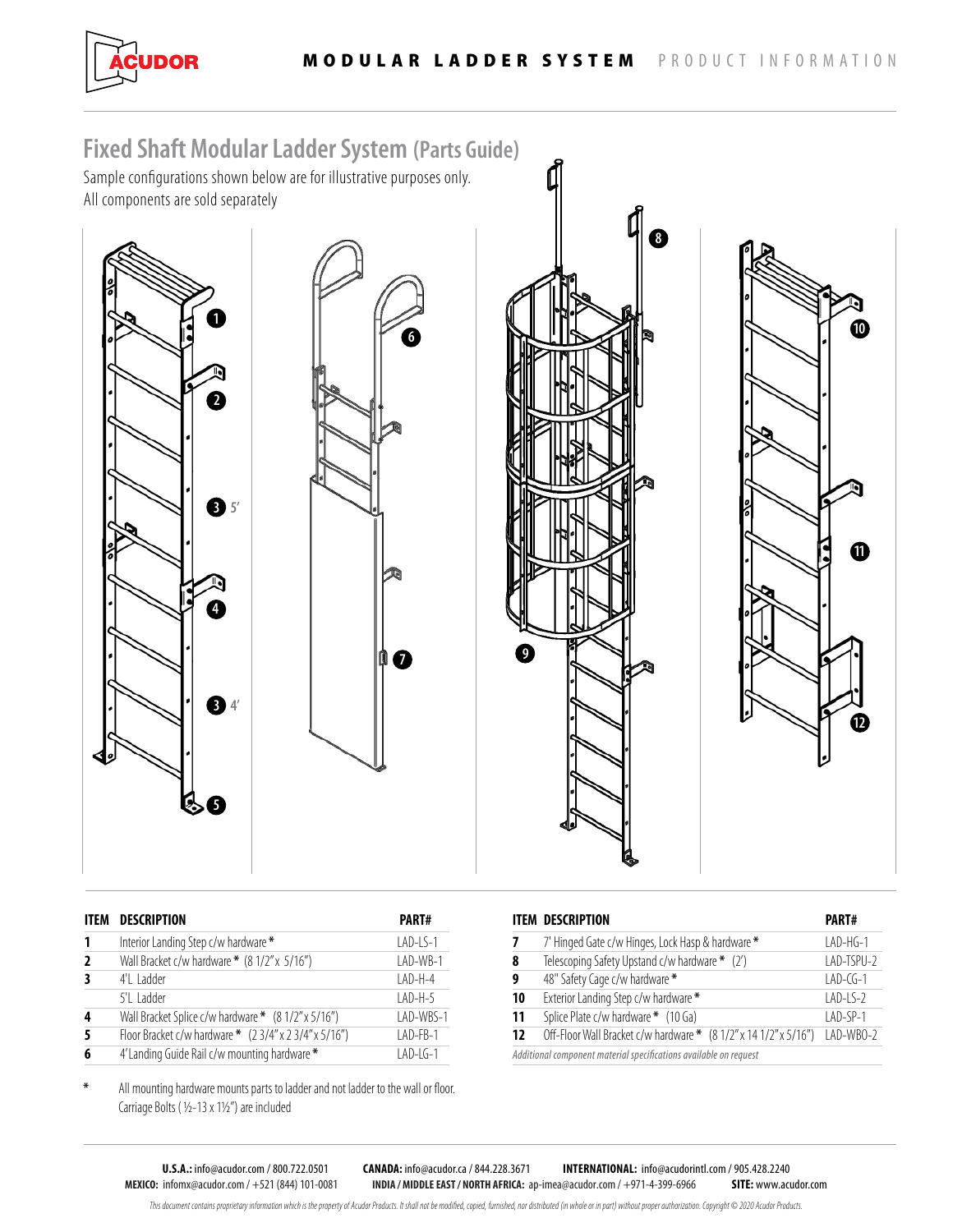# Fixed Shaft Modular Ladder System (Parts Guide)

Sample configurations shown below are for illustrative purposes only.
All components are sold separately

1
2
3 5'
4
3 4'
5
6
7
8
9
10
11
12

| ITEM | DESCRIPTION | PART# |
|---|---|---|
| 1 | Interior Landing Step c/w hardware * | LAD-LS-1 |
| 2 | Wall Bracket c/w hardware * (8 1/2" x 5/16") | LAD-WB-1 |
| 3 | 4'L Ladder | LAD-H-4 |
| | 5'L Ladder | LAD-H-5 |
| 4 | Wall Bracket Splice c/w hardware * (8 1/2" x 5/16") | LAD-WBS-1 |
| 5 | Floor Bracket c/w hardware * (2 3/4" x 2 3/4" x 5/16") | LAD-FB-1 |
| 6 | 4' Landing Guide Rail c/w mounting hardware * | LAD-LG-1 |

| ITEM | DESCRIPTION | PART# |
|---|---|---|
| 7 | 7' Hinged Gate c/w Hinges, Lock Hasp & hardware * | LAD-HG-1 |
| 8 | Telescoping Safety Upstand c/w hardware * (2') | LAD-TSPU-2 |
| 9 | 48" Safety Cage c/w hardware * | LAD-CG-1 |
| 10 | Exterior Landing Step c/w hardware * | LAD-LS-2 |
| 11 | Splice Plate c/w hardware * (10 Ga) | LAD-SP-1 |
| 12 | Off-Floor Wall Bracket c/w hardware * (8 1/2" x 14 1/2" x 5/16") | LAD-WBO-2 |

*Additional component material specifications available on request*

\* All mounting hardware mounts parts to ladder and not ladder to the wall or floor. Carriage Bolts ( ½-13 x 1½") are included

**U.S.A.:** info@acudor.com / 800.722.0501 **CANADA:** info@acudor.ca / 844.228.3671 **INTERNATIONAL:** info@acudorintl.com / 905.428.2240
**MEXICO:** infomx@acudor.com / +521 (844) 101-0081 **INDIA / MIDDLE EAST / NORTH AFRICA:** ap-imea@acudor.com / +971-4-399-6966 **SITE:** www.acudor.com

*This document contains proprietary information which is the property of Acudor Products. It shall not be modified, copied, furnished, nor distributed (in whole or in part) without proper authorization. Copyright © 2020 Acudor Products.*